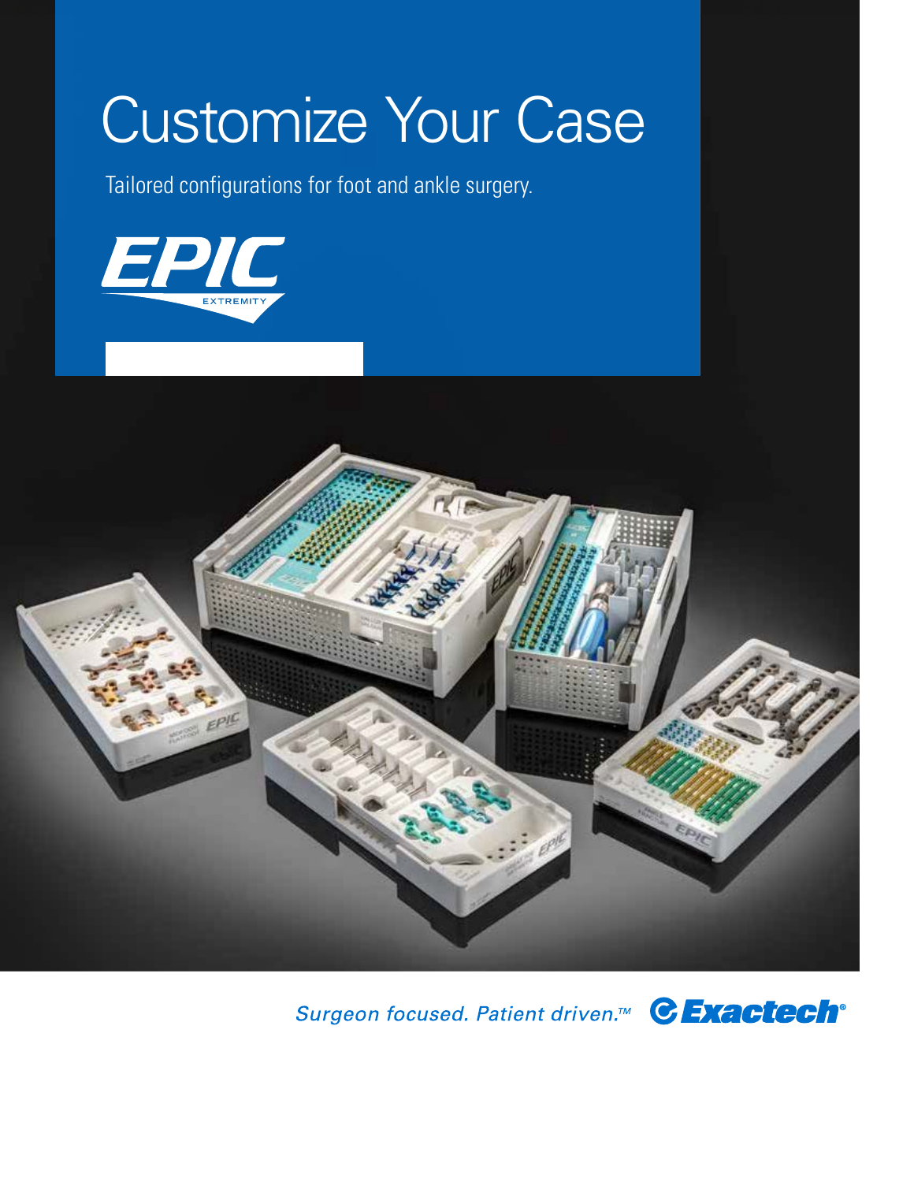# Customize Your Case

Tailored configurations for foot and ankle surgery.

EPIC EXTREMITY

*Surgeon focused. Patient driven.™* Exactech®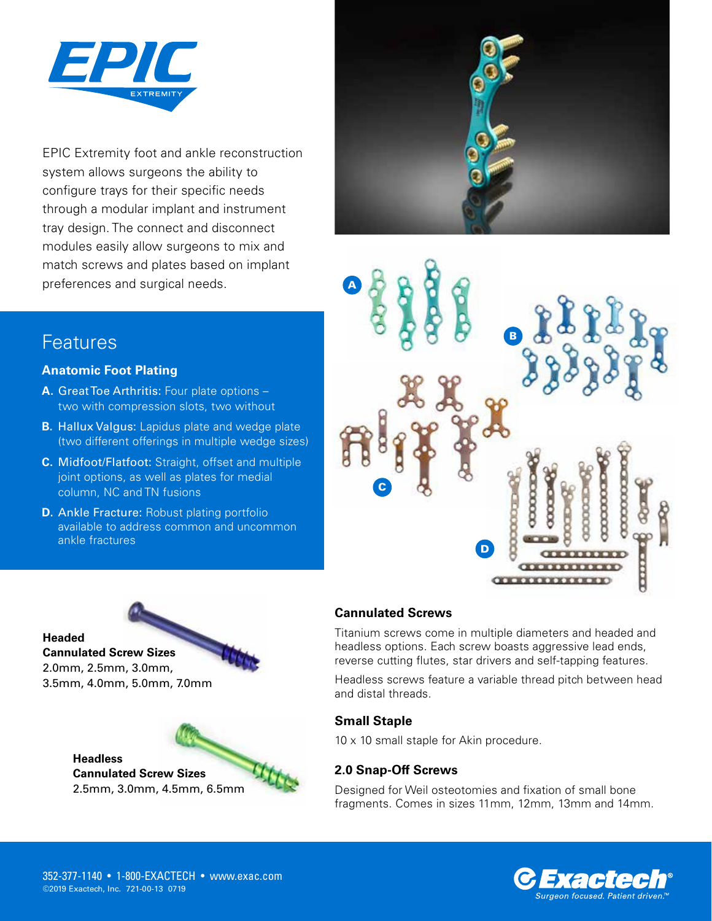# EPIC

EXTREMITY

EPIC Extremity foot and ankle reconstruction system allows surgeons the ability to configure trays for their specific needs through a modular implant and instrument tray design. The connect and disconnect modules easily allow surgeons to mix and match screws and plates based on implant preferences and surgical needs.

## Features

### Anatomic Foot Plating

- **A.** Great Toe Arthritis: Four plate options – two with compression slots, two without
- **B.** Hallux Valgus: Lapidus plate and wedge plate (two different offerings in multiple wedge sizes)
- **C.** Midfoot/Flatfoot: Straight, offset and multiple joint options, as well as plates for medial column, NC and TN fusions
- **D.** Ankle Fracture: Robust plating portfolio available to address common and uncommon ankle fractures

**Headed Cannulated Screw Sizes**
2.0mm, 2.5mm, 3.0mm, 3.5mm, 4.0mm, 5.0mm, 7.0mm

**Headless Cannulated Screw Sizes**
2.5mm, 3.0mm, 4.5mm, 6.5mm

### Cannulated Screws

Titanium screws come in multiple diameters and headed and headless options. Each screw boasts aggressive lead ends, reverse cutting flutes, star drivers and self-tapping features.

Headless screws feature a variable thread pitch between head and distal threads.

### Small Staple

10 x 10 small staple for Akin procedure.

### 2.0 Snap-Off Screws

Designed for Weil osteotomies and fixation of small bone fragments. Comes in sizes 11mm, 12mm, 13mm and 14mm.

352-377-1140 • 1-800-EXACTECH • www.exac.com
©2019 Exactech, Inc. 721-00-13 0719

Exactech® Surgeon focused. Patient driven.™